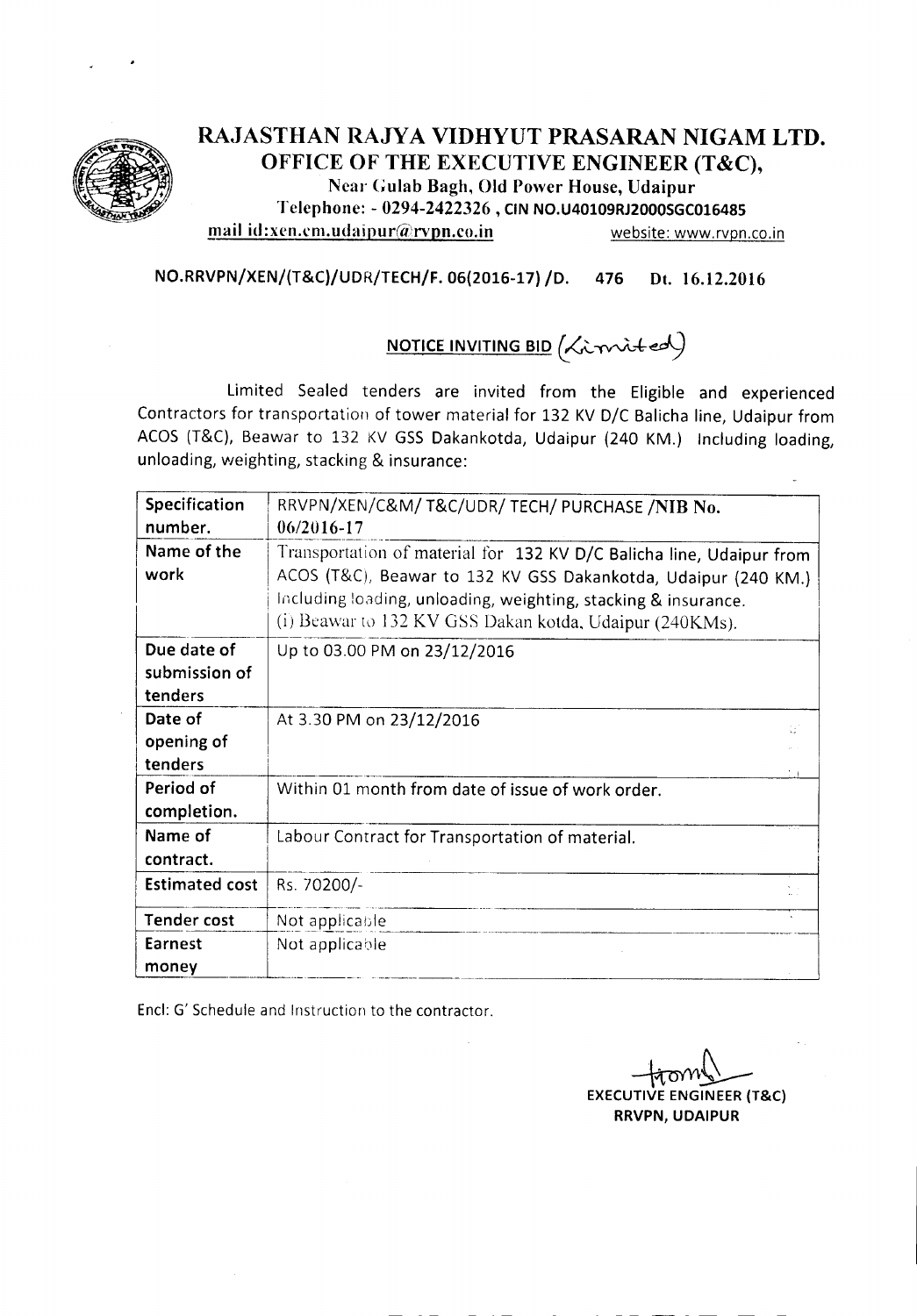# RAJASTHAN RAJYA VIDHYUT PRASARAN NIGAM LTD.

## OFFICE OF THE EXECUTIVE ENGINEER (T&C),

Near Gulab Bagh, Old Power House, Udaipur

Telephone: - 0294-2422326 , CIN NO.U40109RJ2000SGC016485

mail id:xen.cm.udaipur@rvpn.co.in website: www.rvpn.co.in

**NO.RRVPN/XEN/(T&C)/UDR/TECH/F. 06(2016-17) /D. 476 Dt. 16.12.2016**

**NOTICE INVITING BID** (Limited)

Limited Sealed tenders are invited from the Eligible and experienced Contractors for transportation of tower material for 132 KV D/C Balicha line, Udaipur from ACOS (T&C), Beawar to 132 KV GSS Dakankotda, Udaipur (240 KM.) Including loading, unloading, weighting, stacking & insurance:

| | |
|---|---|
| **Specification number.** | RRVPN/XEN/C&M/ T&C/UDR/ TECH/ PURCHASE /**NIB No.** 06/2016-17 |
| **Name of the work** | Transportation of material for 132 KV D/C Balicha line, Udaipur from ACOS (T&C), Beawar to 132 KV GSS Dakankotda, Udaipur (240 KM.) Including loading, unloading, weighting, stacking & insurance.<br>(i) Beawar to 132 KV GSS Dakan kotda, Udaipur (240KMs). |
| **Due date of submission of tenders** | Up to 03.00 PM on 23/12/2016 |
| **Date of opening of tenders** | At 3.30 PM on 23/12/2016 |
| **Period of completion.** | Within 01 month from date of issue of work order. |
| **Name of contract.** | Labour Contract for Transportation of material. |
| **Estimated cost** | Rs. 70200/- |
| **Tender cost** | Not applicable |
| **Earnest money** | Not applicable |

Encl: G' Schedule and Instruction to the contractor.

**EXECUTIVE ENGINEER (T&C)**
**RRVPN, UDAIPUR**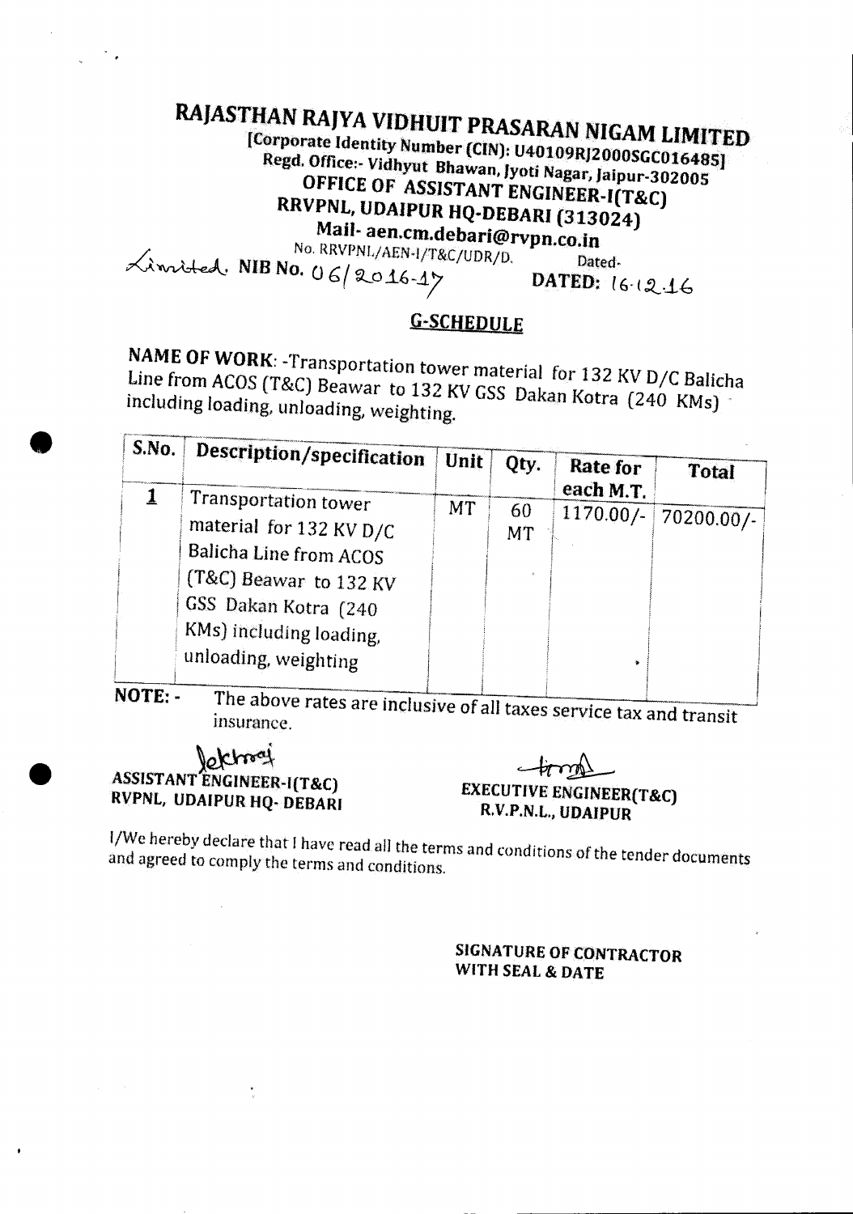# RAJASTHAN RAJYA VIDHUIT PRASARAN NIGAM LIMITED

**[Corporate Identity Number (CIN): U40109RJ2000SGC016485]**

**Regd. Office:- Vidhyut Bhawan, Jyoti Nagar, Jaipur-302005**

**OFFICE OF ASSISTANT ENGINEER-I(T&C)**

**RRVPNL, UDAIPUR HQ-DEBARI (313024)**

**Mail- aen.cm.debari@rvpn.co.in**

No. RRVPNL/AEN-I/T&C/UDR/D. Dated-

Limited. **NIB No.** 06/2016-17 **DATED:** 16-12-16

## G-SCHEDULE

**NAME OF WORK**: -Transportation tower material for 132 KV D/C Balicha Line from ACOS (T&C) Beawar to 132 KV GSS Dakan Kotra (240 KMs) including loading, unloading, weighting.

| S.No. | Description/specification | Unit | Qty. | Rate for each M.T. | Total |
|---|---|---|---|---|---|
| 1 | Transportation tower material for 132 KV D/C Balicha Line from ACOS (T&C) Beawar to 132 KV GSS Dakan Kotra (240 KMs) including loading, unloading, weighting | MT | 60 MT | 1170.00/- | 70200.00/- |

**NOTE: -** The above rates are inclusive of all taxes service tax and transit insurance.

**ASSISTANT ENGINEER-I(T&C)**
**RVPNL, UDAIPUR HQ- DEBARI**

**EXECUTIVE ENGINEER(T&C)**
**R.V.P.N.L., UDAIPUR**

I/We hereby declare that I have read all the terms and conditions of the tender documents and agreed to comply the terms and conditions.

**SIGNATURE OF CONTRACTOR**
**WITH SEAL & DATE**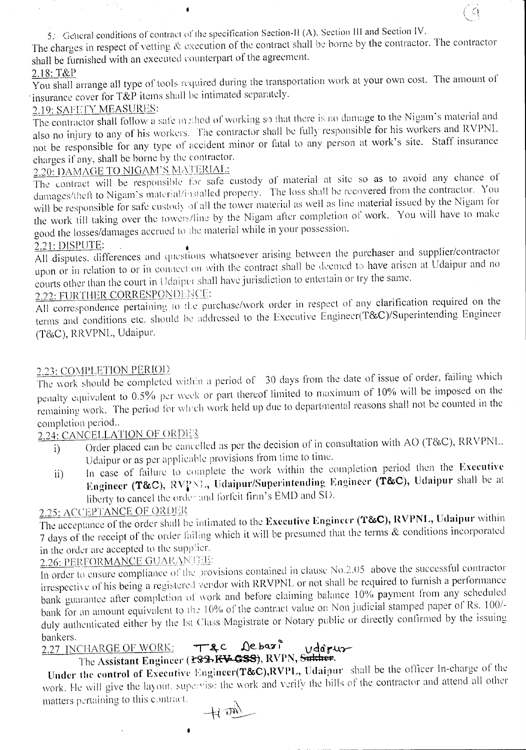5. General conditions of contract of the specification Section-II (A), Section III and Section IV.

The charges in respect of vetting & execution of the contract shall be borne by the contractor. The contractor shall be furnished with an executed counterpart of the agreement.

**2.18: T&P**

You shall arrange all type of tools required during the transportation work at your own cost. The amount of insurance cover for T&P items shall be intimated separately.

**2.19: SAFETY MEASURES:**

The contractor shall follow a safe method of working so that there is no damage to the Nigam's material and also no injury to any of his workers. The contractor shall be fully responsible for his workers and RVPNL not be responsible for any type of accident minor or fatal to any person at work's site. Staff insurance charges if any, shall be borne by the contractor.

**2.20: DAMAGE TO NIGAM'S MATERIAL:**

The contract will be responsible for safe custody of material at site so as to avoid any chance of damages/theft to Nigam's material/installed property. The loss shall be recovered from the contractor. You will be responsible for safe custody of all the tower material as well as line material issued by the Nigam for the work till taking over the towers/line by the Nigam after completion of work. You will have to make good the losses/damages accrued to the material while in your possession.

**2.21: DISPUTE:**

All disputes, differences and questions whatsoever arising between the purchaser and supplier/contractor upon or in relation to or in connection with the contract shall be deemed to have arisen at Udaipur and no courts other than the court in Udaipur shall have jurisdiction to entertain or try the same.

**2.22: FURTHER CORRESPONDENCE:**

All correspondence pertaining to the purchase/work order in respect of any clarification required on the terms and conditions etc. should be addressed to the Executive Engineer(T&C)/Superintending Engineer (T&C), RRVPNL, Udaipur.

**2.23: COMPLETION PERIOD**

The work should be completed within a period of 30 days from the date of issue of order, failing which penalty equivalent to 0.5% per week or part thereof limited to maximum of 10% will be imposed on the remaining work. The period for which work held up due to departmental reasons shall not be counted in the completion period..

**2.24: CANCELLATION OF ORDER**

i) Order placed can be cancelled as per the decision of in consultation with AO (T&C), RRVPNL, Udaipur or as per applicable provisions from time to time.

ii) In case of failure to complete the work within the completion period then the **Executive Engineer (T&C), RVPNL, Udaipur/Superintending Engineer (T&C), Udaipur** shall be at liberty to cancel the order and forfeit firm's EMD and SD.

**2.25: ACCEPTANCE OF ORDER**

The acceptance of the order shall be intimated to the **Executive Engineer (T&C), RVPNL, Udaipur** within 7 days of the receipt of the order failing which it will be presumed that the terms & conditions incorporated in the order are accepted to the supplier.

**2.26: PERFORMANCE GUARANTEE:**

In order to ensure compliance of the provisions contained in clause No.2.05 above the successful contractor irrespective of his being a registered vendor with RRVPNL or not shall be required to furnish a performance bank guarantee after completion of work and before claiming balance 10% payment from any scheduled bank for an amount equivalent to the 10% of the contract value on Non judicial stamped paper of Rs. 100/- duly authenticated either by the Ist Class Magistrate or Notary public or directly confirmed by the issuing bankers.

**2.27 INCHARGE OF WORK:** T&C Debari Udaipur

**The Assistant Engineer (~~132 KV GSS~~), RVPN, ~~Sukher~~.**

**Under the control of** Executive Engineer(T&C),RVPL, Udaipur shall be the officer In-charge of the work. He will give the layout, supervise the work and verify the bills of the contractor and attend all other matters pertaining to this contract.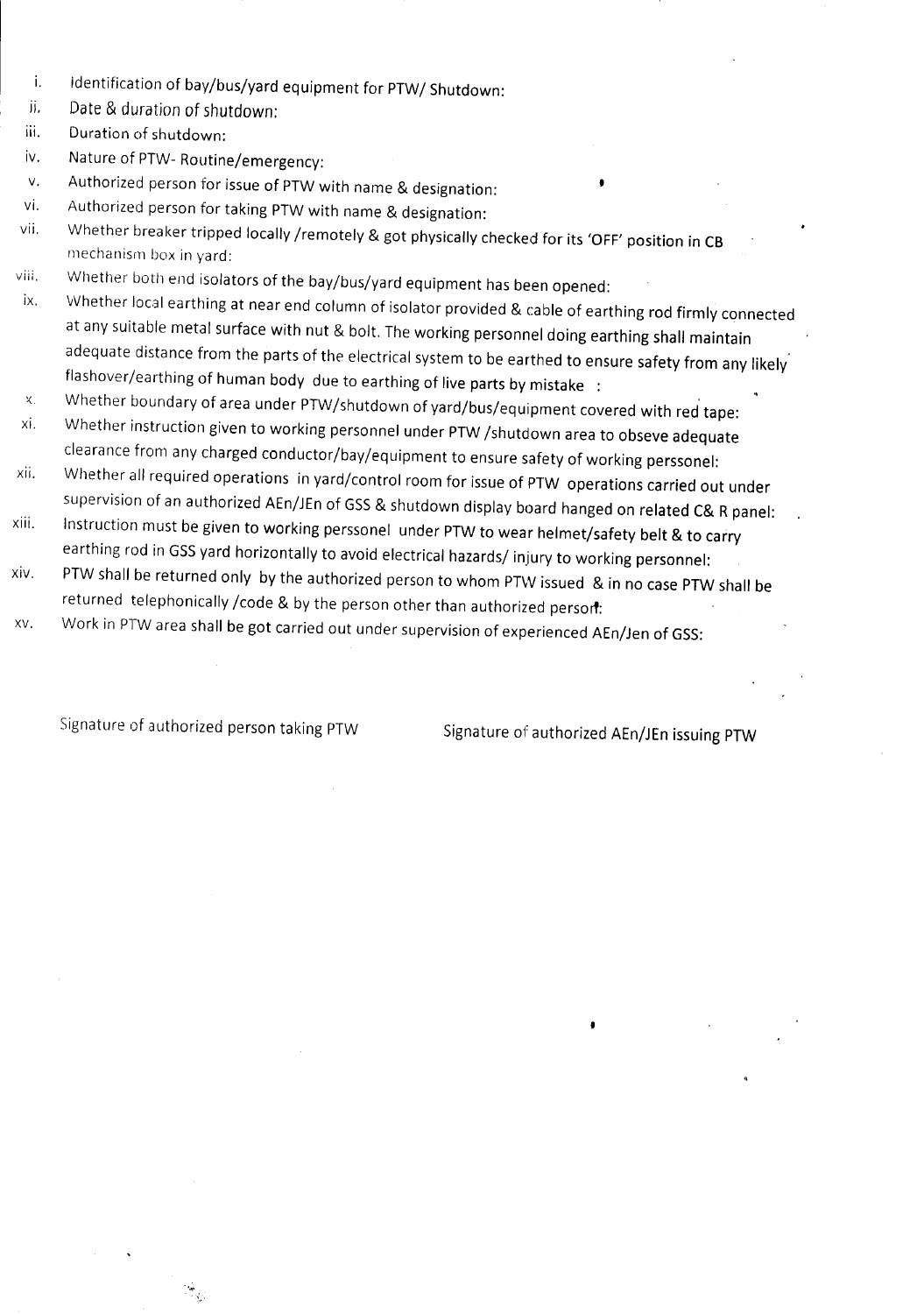i. Identification of bay/bus/yard equipment for PTW/ Shutdown:
ii. Date & duration of shutdown:
iii. Duration of shutdown:
iv. Nature of PTW- Routine/emergency:
v. Authorized person for issue of PTW with name & designation:
vi. Authorized person for taking PTW with name & designation:
vii. Whether breaker tripped locally /remotely & got physically checked for its 'OFF' position in CB mechanism box in yard:
viii. Whether both end isolators of the bay/bus/yard equipment has been opened:
ix. Whether local earthing at near end column of isolator provided & cable of earthing rod firmly connected at any suitable metal surface with nut & bolt. The working personnel doing earthing shall maintain adequate distance from the parts of the electrical system to be earthed to ensure safety from any likely flashover/earthing of human body due to earthing of live parts by mistake :
x. Whether boundary of area under PTW/shutdown of yard/bus/equipment covered with red tape:
xi. Whether instruction given to working personnel under PTW /shutdown area to obseve adequate clearance from any charged conductor/bay/equipment to ensure safety of working perssonel:
xii. Whether all required operations in yard/control room for issue of PTW operations carried out under supervision of an authorized AEn/JEn of GSS & shutdown display board hanged on related C& R panel:
xiii. Instruction must be given to working perssonel under PTW to wear helmet/safety belt & to carry earthing rod in GSS yard horizontally to avoid electrical hazards/ injury to working personnel:
xiv. PTW shall be returned only by the authorized person to whom PTW issued & in no case PTW shall be returned telephonically /code & by the person other than authorized person:
xv. Work in PTW area shall be got carried out under supervision of experienced AEn/Jen of GSS:

Signature of authorized person taking PTW

Signature of authorized AEn/JEn issuing PTW